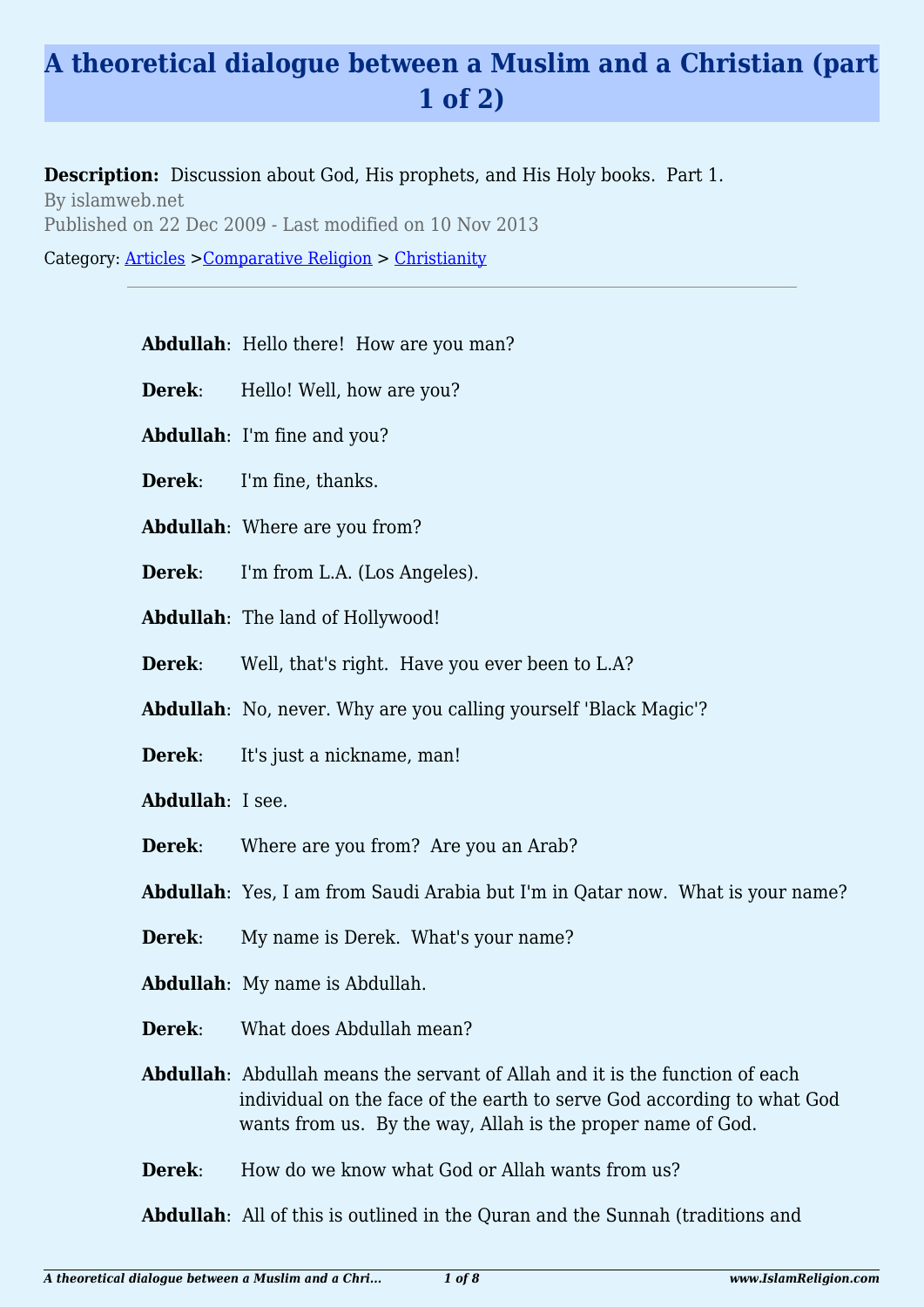# A theoretical dialogue between a Muslim and a Christian (part 1 of 2)

**Description:** Discussion about God, His prophets, and His Holy books. Part 1.

By islamweb.net

Published on 22 Dec 2009 - Last modified on 10 Nov 2013

Category: Articles >Comparative Religion > Christianity

---

**Abdullah**: Hello there! How are you man?

**Derek**: Hello! Well, how are you?

**Abdullah**: I'm fine and you?

**Derek**: I'm fine, thanks.

**Abdullah**: Where are you from?

**Derek**: I'm from L.A. (Los Angeles).

**Abdullah**: The land of Hollywood!

**Derek**: Well, that's right. Have you ever been to L.A?

**Abdullah**: No, never. Why are you calling yourself 'Black Magic'?

**Derek**: It's just a nickname, man!

**Abdullah**: I see.

**Derek**: Where are you from? Are you an Arab?

**Abdullah**: Yes, I am from Saudi Arabia but I'm in Qatar now. What is your name?

**Derek**: My name is Derek. What's your name?

**Abdullah**: My name is Abdullah.

**Derek**: What does Abdullah mean?

**Abdullah**: Abdullah means the servant of Allah and it is the function of each individual on the face of the earth to serve God according to what God wants from us. By the way, Allah is the proper name of God.

**Derek**: How do we know what God or Allah wants from us?

**Abdullah**: All of this is outlined in the Quran and the Sunnah (traditions and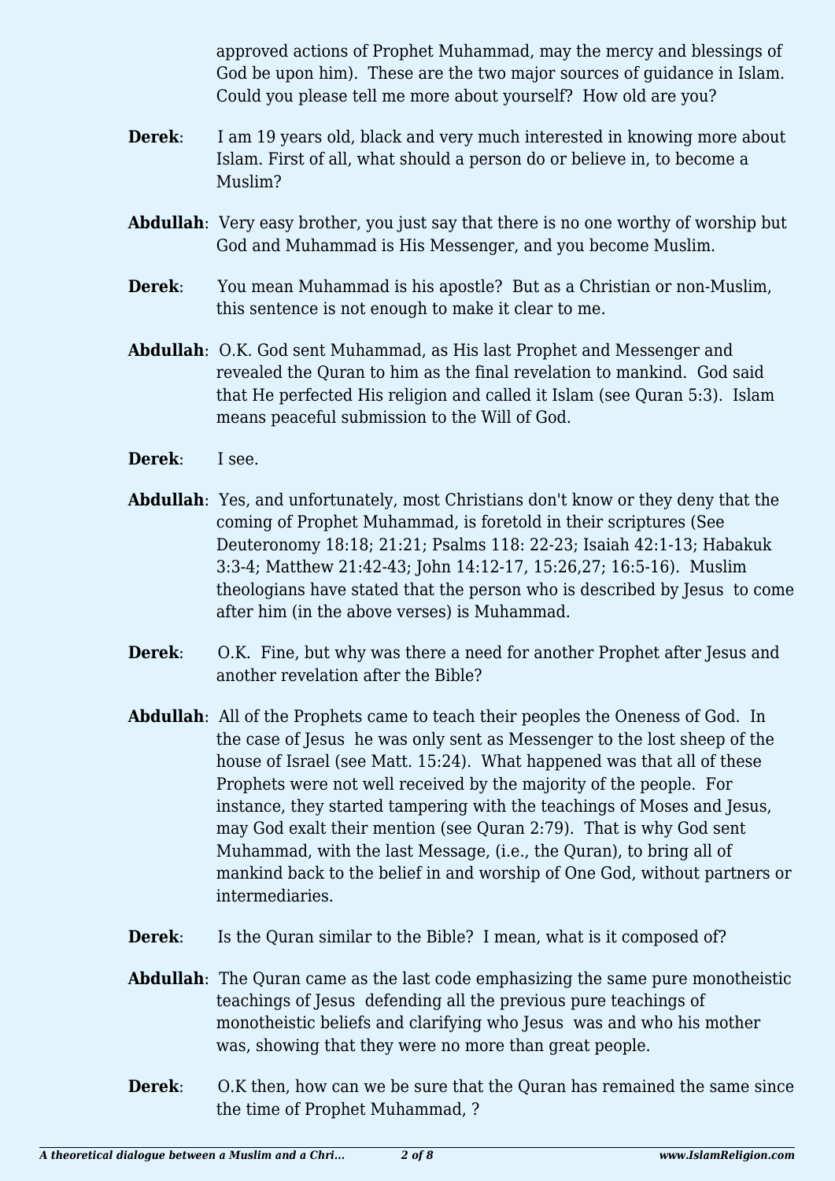approved actions of Prophet Muhammad, may the mercy and blessings of God be upon him). These are the two major sources of guidance in Islam. Could you please tell me more about yourself? How old are you?

**Derek**: I am 19 years old, black and very much interested in knowing more about Islam. First of all, what should a person do or believe in, to become a Muslim?

**Abdullah**: Very easy brother, you just say that there is no one worthy of worship but God and Muhammad is His Messenger, and you become Muslim.

**Derek**: You mean Muhammad is his apostle? But as a Christian or non-Muslim, this sentence is not enough to make it clear to me.

**Abdullah**: O.K. God sent Muhammad, as His last Prophet and Messenger and revealed the Quran to him as the final revelation to mankind. God said that He perfected His religion and called it Islam (see Quran 5:3). Islam means peaceful submission to the Will of God.

**Derek**: I see.

**Abdullah**: Yes, and unfortunately, most Christians don't know or they deny that the coming of Prophet Muhammad, is foretold in their scriptures (See Deuteronomy 18:18; 21:21; Psalms 118: 22-23; Isaiah 42:1-13; Habakuk 3:3-4; Matthew 21:42-43; John 14:12-17, 15:26,27; 16:5-16). Muslim theologians have stated that the person who is described by Jesus to come after him (in the above verses) is Muhammad.

**Derek**: O.K. Fine, but why was there a need for another Prophet after Jesus and another revelation after the Bible?

**Abdullah**: All of the Prophets came to teach their peoples the Oneness of God. In the case of Jesus he was only sent as Messenger to the lost sheep of the house of Israel (see Matt. 15:24). What happened was that all of these Prophets were not well received by the majority of the people. For instance, they started tampering with the teachings of Moses and Jesus, may God exalt their mention (see Quran 2:79). That is why God sent Muhammad, with the last Message, (i.e., the Quran), to bring all of mankind back to the belief in and worship of One God, without partners or intermediaries.

**Derek**: Is the Quran similar to the Bible? I mean, what is it composed of?

**Abdullah**: The Quran came as the last code emphasizing the same pure monotheistic teachings of Jesus defending all the previous pure teachings of monotheistic beliefs and clarifying who Jesus was and who his mother was, showing that they were no more than great people.

**Derek**: O.K then, how can we be sure that the Quran has remained the same since the time of Prophet Muhammad, ?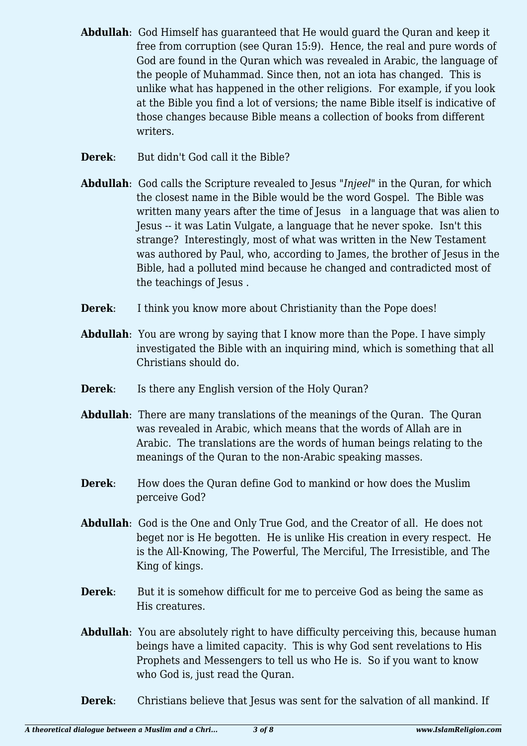**Abdullah**: God Himself has guaranteed that He would guard the Quran and keep it free from corruption (see Quran 15:9). Hence, the real and pure words of God are found in the Quran which was revealed in Arabic, the language of the people of Muhammad. Since then, not an iota has changed. This is unlike what has happened in the other religions. For example, if you look at the Bible you find a lot of versions; the name Bible itself is indicative of those changes because Bible means a collection of books from different writers.

**Derek**: But didn't God call it the Bible?

**Abdullah**: God calls the Scripture revealed to Jesus "*Injeel*" in the Quran, for which the closest name in the Bible would be the word Gospel. The Bible was written many years after the time of Jesus in a language that was alien to Jesus -- it was Latin Vulgate, a language that he never spoke. Isn't this strange? Interestingly, most of what was written in the New Testament was authored by Paul, who, according to James, the brother of Jesus in the Bible, had a polluted mind because he changed and contradicted most of the teachings of Jesus .

**Derek**: I think you know more about Christianity than the Pope does!

**Abdullah**: You are wrong by saying that I know more than the Pope. I have simply investigated the Bible with an inquiring mind, which is something that all Christians should do.

**Derek**: Is there any English version of the Holy Quran?

**Abdullah**: There are many translations of the meanings of the Quran. The Quran was revealed in Arabic, which means that the words of Allah are in Arabic. The translations are the words of human beings relating to the meanings of the Quran to the non-Arabic speaking masses.

**Derek**: How does the Quran define God to mankind or how does the Muslim perceive God?

**Abdullah**: God is the One and Only True God, and the Creator of all. He does not beget nor is He begotten. He is unlike His creation in every respect. He is the All-Knowing, The Powerful, The Merciful, The Irresistible, and The King of kings.

**Derek**: But it is somehow difficult for me to perceive God as being the same as His creatures.

**Abdullah**: You are absolutely right to have difficulty perceiving this, because human beings have a limited capacity. This is why God sent revelations to His Prophets and Messengers to tell us who He is. So if you want to know who God is, just read the Quran.

**Derek**: Christians believe that Jesus was sent for the salvation of all mankind. If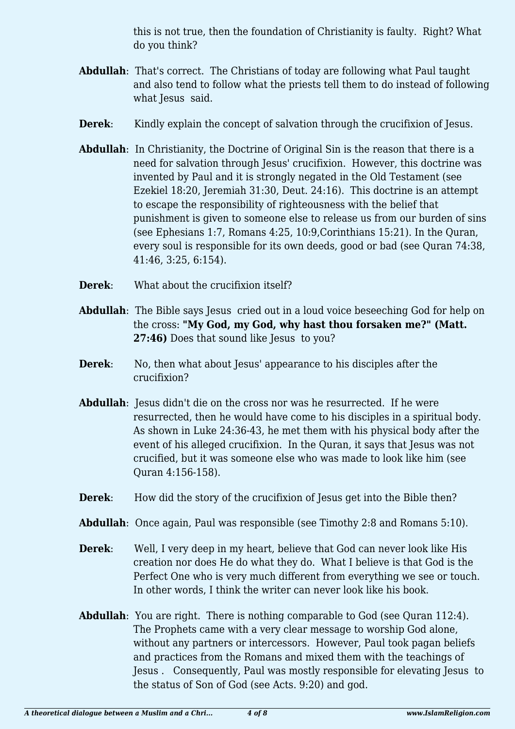this is not true, then the foundation of Christianity is faulty.  Right? What do you think?

**Abdullah**: That's correct.  The Christians of today are following what Paul taught and also tend to follow what the priests tell them to do instead of following what Jesus  said.

**Derek**: Kindly explain the concept of salvation through the crucifixion of Jesus.

**Abdullah**: In Christianity, the Doctrine of Original Sin is the reason that there is a need for salvation through Jesus' crucifixion.  However, this doctrine was invented by Paul and it is strongly negated in the Old Testament (see Ezekiel 18:20, Jeremiah 31:30, Deut. 24:16).  This doctrine is an attempt to escape the responsibility of righteousness with the belief that punishment is given to someone else to release us from our burden of sins (see Ephesians 1:7, Romans 4:25, 10:9,Corinthians 15:21). In the Quran, every soul is responsible for its own deeds, good or bad (see Quran 74:38, 41:46, 3:25, 6:154).

**Derek**: What about the crucifixion itself?

**Abdullah**: The Bible says Jesus  cried out in a loud voice beseeching God for help on the cross: **"My God, my God, why hast thou forsaken me?" (Matt. 27:46)** Does that sound like Jesus  to you?

**Derek**: No, then what about Jesus' appearance to his disciples after the crucifixion?

**Abdullah**: Jesus didn't die on the cross nor was he resurrected.  If he were resurrected, then he would have come to his disciples in a spiritual body. As shown in Luke 24:36-43, he met them with his physical body after the event of his alleged crucifixion.  In the Quran, it says that Jesus was not crucified, but it was someone else who was made to look like him (see Quran 4:156-158).

**Derek**: How did the story of the crucifixion of Jesus get into the Bible then?

**Abdullah**: Once again, Paul was responsible (see Timothy 2:8 and Romans 5:10).

**Derek**: Well, I very deep in my heart, believe that God can never look like His creation nor does He do what they do.  What I believe is that God is the Perfect One who is very much different from everything we see or touch. In other words, I think the writer can never look like his book.

**Abdullah**: You are right.  There is nothing comparable to God (see Quran 112:4). The Prophets came with a very clear message to worship God alone, without any partners or intercessors.  However, Paul took pagan beliefs and practices from the Romans and mixed them with the teachings of Jesus .   Consequently, Paul was mostly responsible for elevating Jesus  to the status of Son of God (see Acts. 9:20) and god.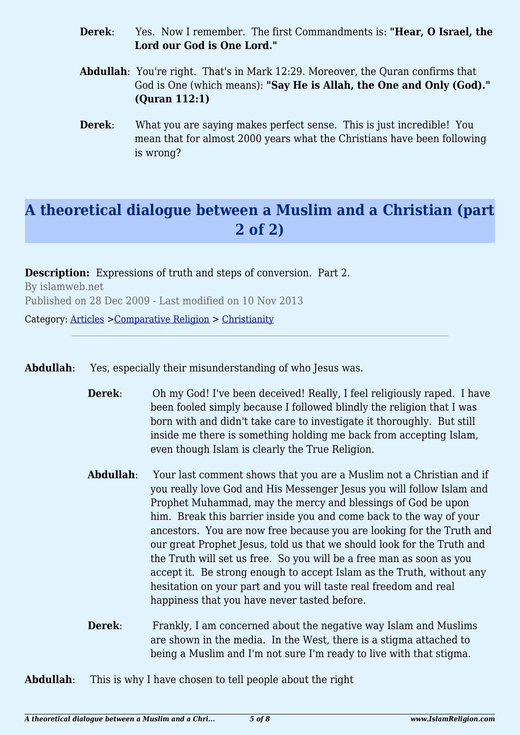**Derek**: Yes. Now I remember. The first Commandments is: **"Hear, O Israel, the Lord our God is One Lord."**

**Abdullah**: You're right. That's in Mark 12:29. Moreover, the Quran confirms that God is One (which means): **"Say He is Allah, the One and Only (God)." (Quran 112:1)**

**Derek**: What you are saying makes perfect sense. This is just incredible! You mean that for almost 2000 years what the Christians have been following is wrong?

# A theoretical dialogue between a Muslim and a Christian (part 2 of 2)

**Description:** Expressions of truth and steps of conversion. Part 2.

By islamweb.net

Published on 28 Dec 2009 - Last modified on 10 Nov 2013

Category: Articles >Comparative Religion > Christianity

---

**Abdullah**: Yes, especially their misunderstanding of who Jesus was.

**Derek**: Oh my God! I've been deceived! Really, I feel religiously raped. I have been fooled simply because I followed blindly the religion that I was born with and didn't take care to investigate it thoroughly. But still inside me there is something holding me back from accepting Islam, even though Islam is clearly the True Religion.

**Abdullah**: Your last comment shows that you are a Muslim not a Christian and if you really love God and His Messenger Jesus you will follow Islam and Prophet Muhammad, may the mercy and blessings of God be upon him. Break this barrier inside you and come back to the way of your ancestors. You are now free because you are looking for the Truth and our great Prophet Jesus, told us that we should look for the Truth and the Truth will set us free. So you will be a free man as soon as you accept it. Be strong enough to accept Islam as the Truth, without any hesitation on your part and you will taste real freedom and real happiness that you have never tasted before.

**Derek**: Frankly, I am concerned about the negative way Islam and Muslims are shown in the media. In the West, there is a stigma attached to being a Muslim and I'm not sure I'm ready to live with that stigma.

**Abdullah**: This is why I have chosen to tell people about the right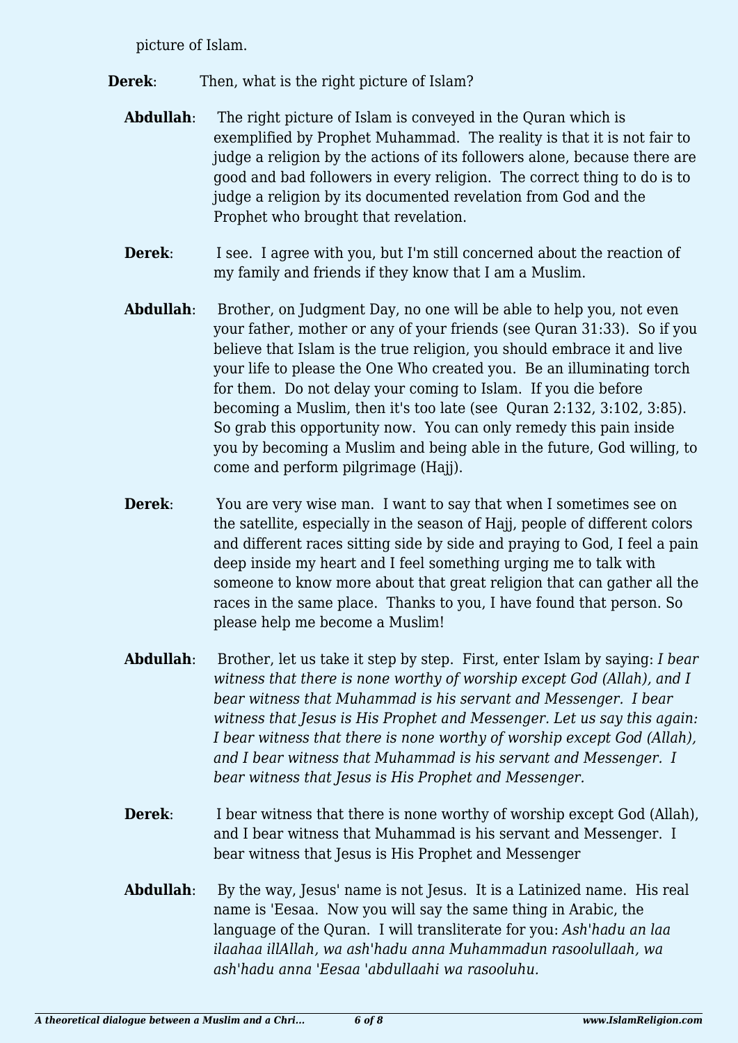picture of Islam.

**Derek**: Then, what is the right picture of Islam?

**Abdullah**: The right picture of Islam is conveyed in the Quran which is exemplified by Prophet Muhammad. The reality is that it is not fair to judge a religion by the actions of its followers alone, because there are good and bad followers in every religion. The correct thing to do is to judge a religion by its documented revelation from God and the Prophet who brought that revelation.

**Derek**: I see. I agree with you, but I'm still concerned about the reaction of my family and friends if they know that I am a Muslim.

**Abdullah**: Brother, on Judgment Day, no one will be able to help you, not even your father, mother or any of your friends (see Quran 31:33). So if you believe that Islam is the true religion, you should embrace it and live your life to please the One Who created you. Be an illuminating torch for them. Do not delay your coming to Islam. If you die before becoming a Muslim, then it's too late (see Quran 2:132, 3:102, 3:85). So grab this opportunity now. You can only remedy this pain inside you by becoming a Muslim and being able in the future, God willing, to come and perform pilgrimage (Hajj).

**Derek**: You are very wise man. I want to say that when I sometimes see on the satellite, especially in the season of Hajj, people of different colors and different races sitting side by side and praying to God, I feel a pain deep inside my heart and I feel something urging me to talk with someone to know more about that great religion that can gather all the races in the same place. Thanks to you, I have found that person. So please help me become a Muslim!

**Abdullah**: Brother, let us take it step by step. First, enter Islam by saying: *I bear witness that there is none worthy of worship except God (Allah), and I bear witness that Muhammad is his servant and Messenger. I bear witness that Jesus is His Prophet and Messenger. Let us say this again: I bear witness that there is none worthy of worship except God (Allah), and I bear witness that Muhammad is his servant and Messenger. I bear witness that Jesus is His Prophet and Messenger.*

**Derek**: I bear witness that there is none worthy of worship except God (Allah), and I bear witness that Muhammad is his servant and Messenger. I bear witness that Jesus is His Prophet and Messenger

**Abdullah**: By the way, Jesus' name is not Jesus. It is a Latinized name. His real name is 'Eesaa. Now you will say the same thing in Arabic, the language of the Quran. I will transliterate for you: *Ash'hadu an laa ilaahaa illAllah, wa ash'hadu anna Muhammadun rasoolullaah, wa ash'hadu anna 'Eesaa 'abdullaahi wa rasooluhu.*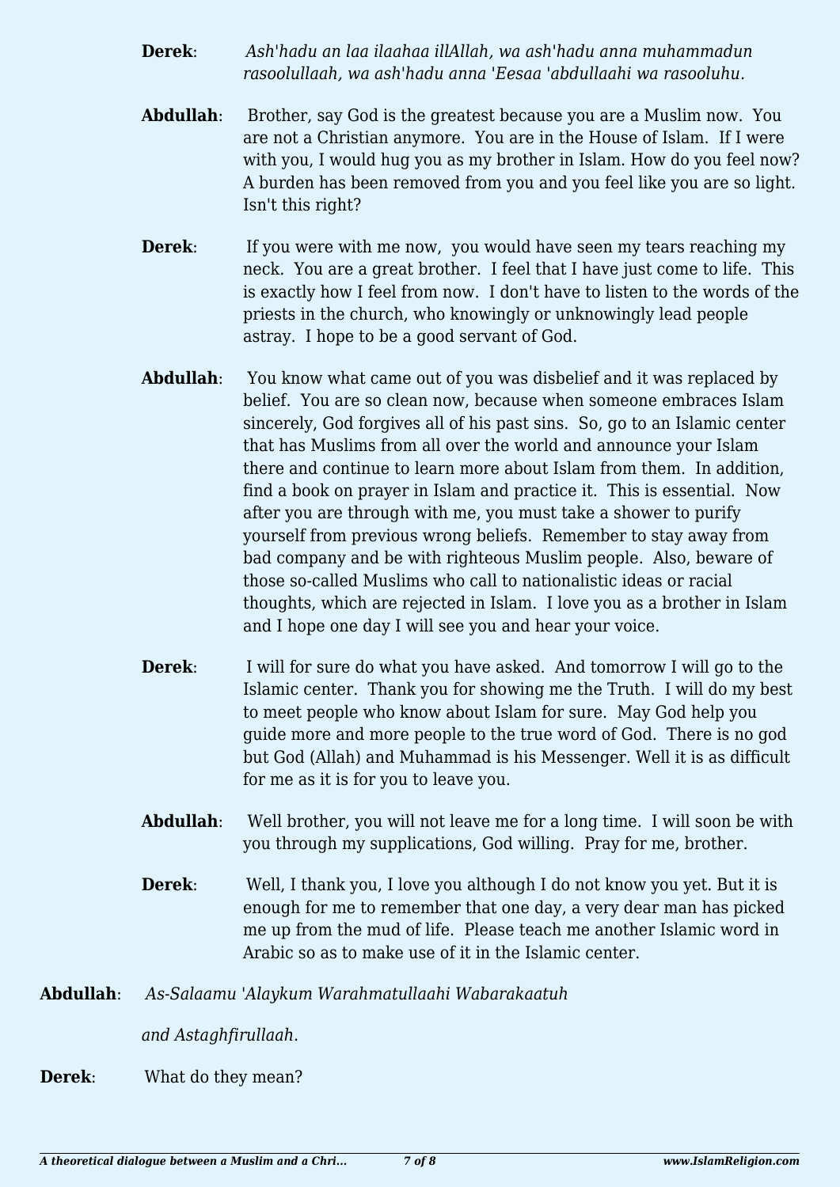**Derek**: *Ash'hadu an laa ilaahaa illAllah, wa ash'hadu anna muhammadun rasoolullaah, wa ash'hadu anna 'Eesaa 'abdullaahi wa rasooluhu.*

**Abdullah**: Brother, say God is the greatest because you are a Muslim now. You are not a Christian anymore. You are in the House of Islam. If I were with you, I would hug you as my brother in Islam. How do you feel now? A burden has been removed from you and you feel like you are so light. Isn't this right?

**Derek**: If you were with me now, you would have seen my tears reaching my neck. You are a great brother. I feel that I have just come to life. This is exactly how I feel from now. I don't have to listen to the words of the priests in the church, who knowingly or unknowingly lead people astray. I hope to be a good servant of God.

**Abdullah**: You know what came out of you was disbelief and it was replaced by belief. You are so clean now, because when someone embraces Islam sincerely, God forgives all of his past sins. So, go to an Islamic center that has Muslims from all over the world and announce your Islam there and continue to learn more about Islam from them. In addition, find a book on prayer in Islam and practice it. This is essential. Now after you are through with me, you must take a shower to purify yourself from previous wrong beliefs. Remember to stay away from bad company and be with righteous Muslim people. Also, beware of those so-called Muslims who call to nationalistic ideas or racial thoughts, which are rejected in Islam. I love you as a brother in Islam and I hope one day I will see you and hear your voice.

**Derek**: I will for sure do what you have asked. And tomorrow I will go to the Islamic center. Thank you for showing me the Truth. I will do my best to meet people who know about Islam for sure. May God help you guide more and more people to the true word of God. There is no god but God (Allah) and Muhammad is his Messenger. Well it is as difficult for me as it is for you to leave you.

**Abdullah**: Well brother, you will not leave me for a long time. I will soon be with you through my supplications, God willing. Pray for me, brother.

**Derek**: Well, I thank you, I love you although I do not know you yet. But it is enough for me to remember that one day, a very dear man has picked me up from the mud of life. Please teach me another Islamic word in Arabic so as to make use of it in the Islamic center.

**Abdullah**: *As-Salaamu 'Alaykum Warahmatullaahi Wabarakaatuh*

*and Astaghfirullaah.*

**Derek**: What do they mean?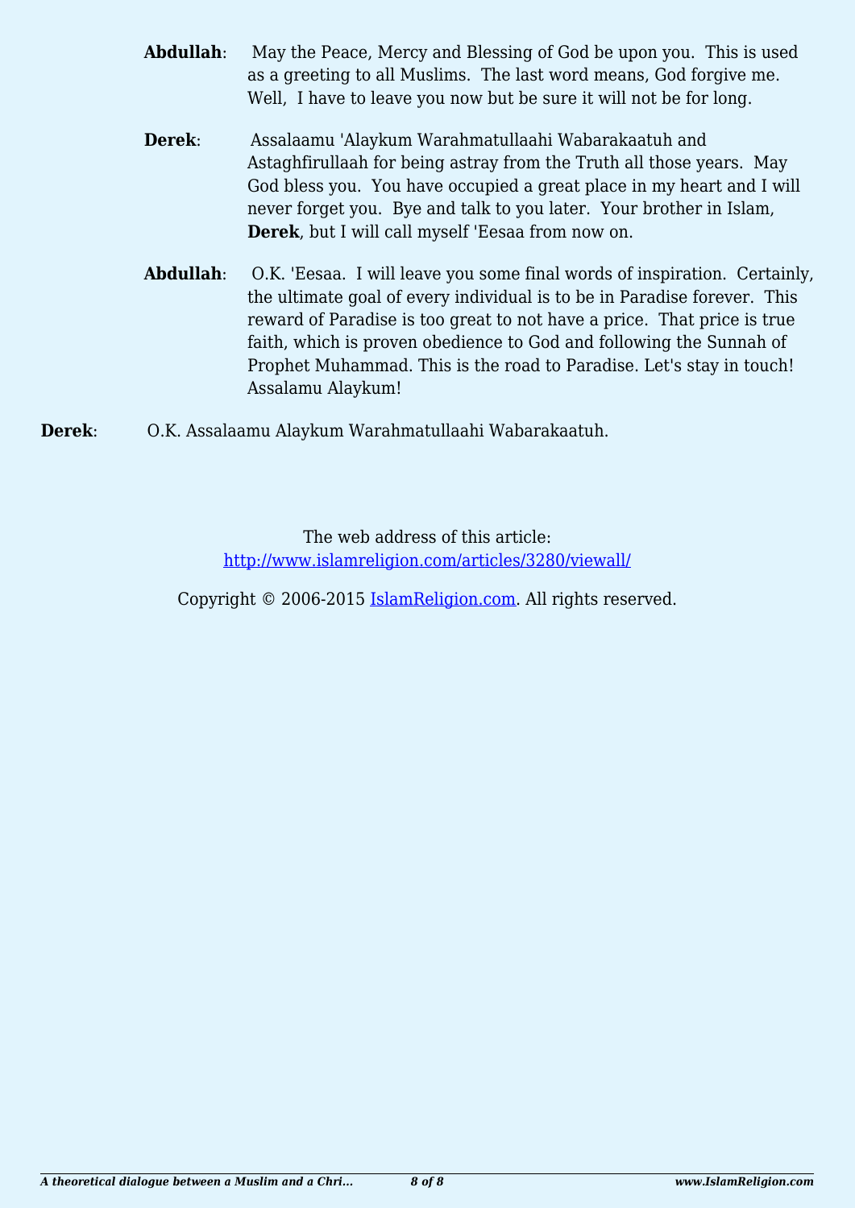**Abdullah**: May the Peace, Mercy and Blessing of God be upon you. This is used as a greeting to all Muslims. The last word means, God forgive me. Well, I have to leave you now but be sure it will not be for long.

**Derek**: Assalaamu 'Alaykum Warahmatullaahi Wabarakaatuh and Astaghfirullaah for being astray from the Truth all those years. May God bless you. You have occupied a great place in my heart and I will never forget you. Bye and talk to you later. Your brother in Islam, **Derek**, but I will call myself 'Eesaa from now on.

**Abdullah**: O.K. 'Eesaa. I will leave you some final words of inspiration. Certainly, the ultimate goal of every individual is to be in Paradise forever. This reward of Paradise is too great to not have a price. That price is true faith, which is proven obedience to God and following the Sunnah of Prophet Muhammad. This is the road to Paradise. Let's stay in touch! Assalamu Alaykum!

**Derek**: O.K. Assalaamu Alaykum Warahmatullaahi Wabarakaatuh.

The web address of this article:
[http://www.islamreligion.com/articles/3280/viewall/](http://www.islamreligion.com/articles/3280/viewall/)

Copyright © 2006-2015 [IslamReligion.com](http://www.islamreligion.com). All rights reserved.